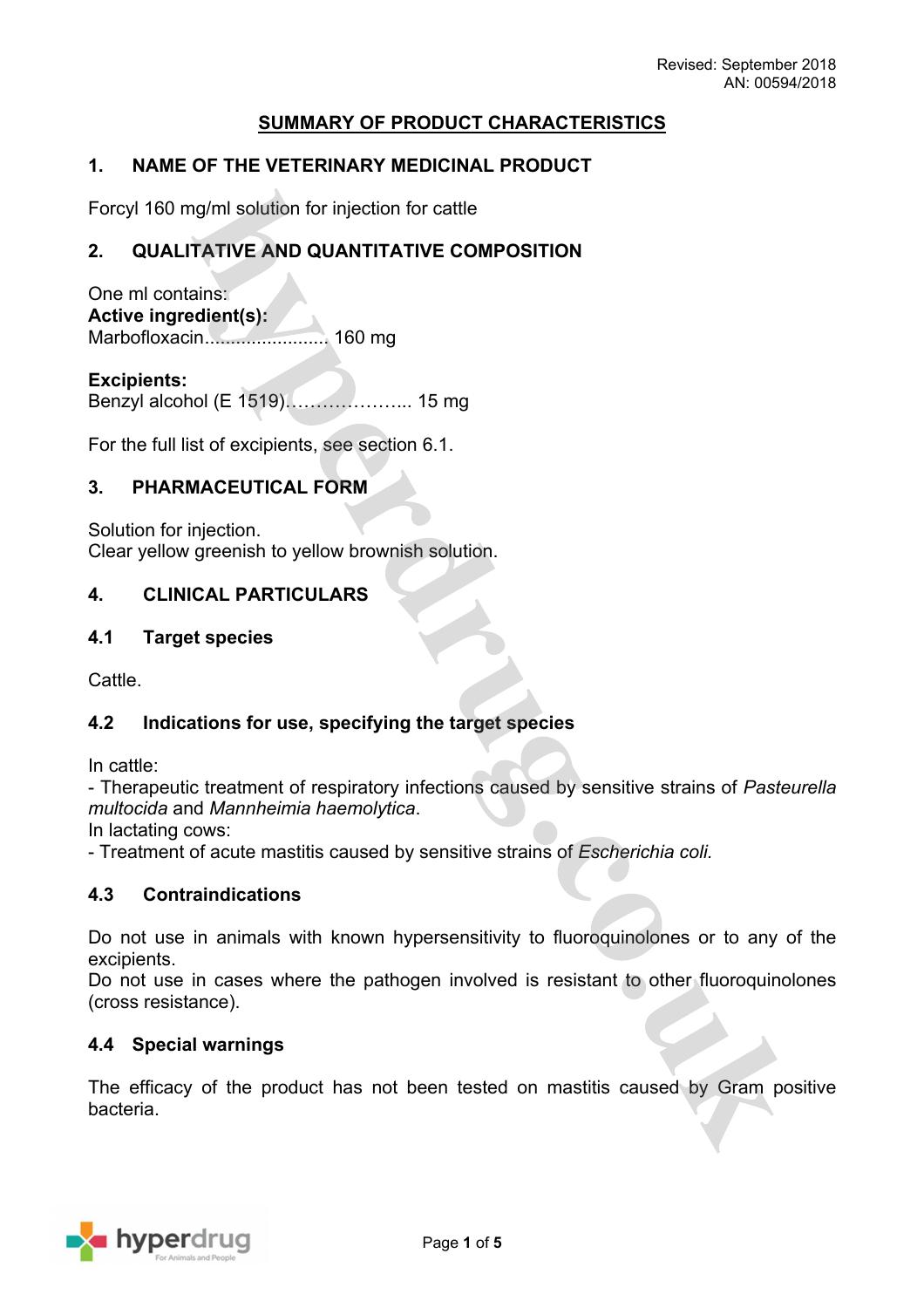Revised: September 2018
AN: 00594/2018

# SUMMARY OF PRODUCT CHARACTERISTICS

## 1. NAME OF THE VETERINARY MEDICINAL PRODUCT

Forcyl 160 mg/ml solution for injection for cattle

## 2. QUALITATIVE AND QUANTITATIVE COMPOSITION

One ml contains:
**Active ingredient(s):**
Marbofloxacin....................... 160 mg

**Excipients:**
Benzyl alcohol (E 1519)………………... 15 mg

For the full list of excipients, see section 6.1.

## 3. PHARMACEUTICAL FORM

Solution for injection.
Clear yellow greenish to yellow brownish solution.

## 4. CLINICAL PARTICULARS

### 4.1 Target species

Cattle.

### 4.2 Indications for use, specifying the target species

In cattle:
- Therapeutic treatment of respiratory infections caused by sensitive strains of *Pasteurella multocida* and *Mannheimia haemolytica*.

In lactating cows:
- Treatment of acute mastitis caused by sensitive strains of *Escherichia coli.*

### 4.3 Contraindications

Do not use in animals with known hypersensitivity to fluoroquinolones or to any of the excipients.
Do not use in cases where the pathogen involved is resistant to other fluoroquinolones (cross resistance).

### 4.4 Special warnings

The efficacy of the product has not been tested on mastitis caused by Gram positive bacteria.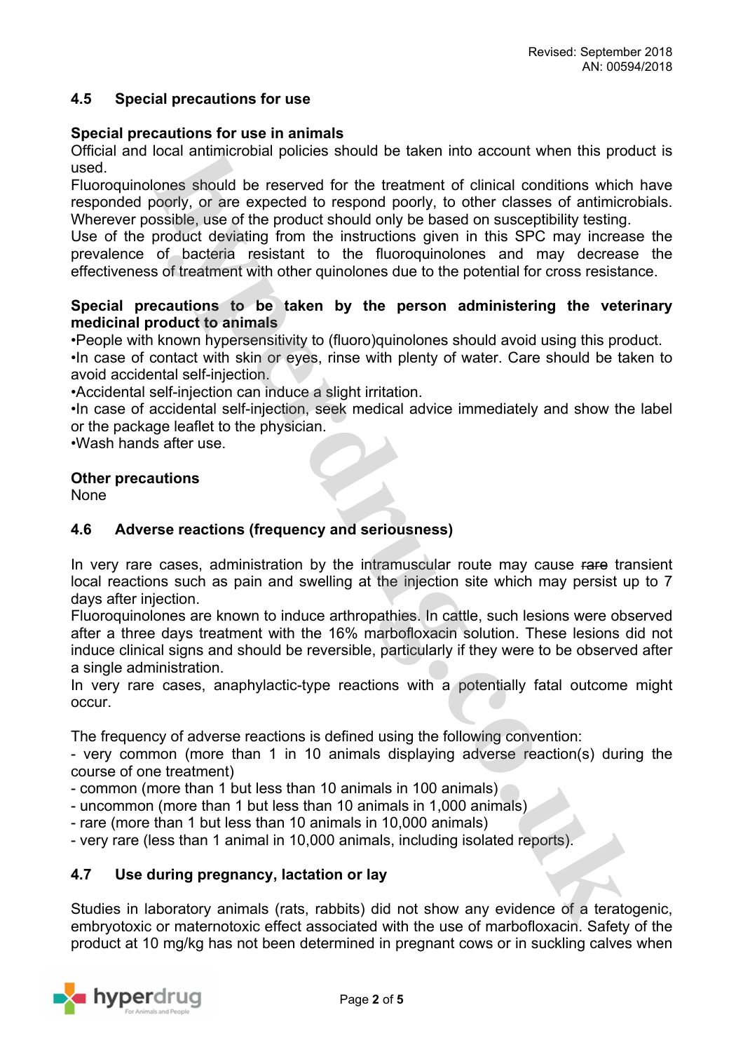## 4.5 Special precautions for use

**Special precautions for use in animals**

Official and local antimicrobial policies should be taken into account when this product is used.

Fluoroquinolones should be reserved for the treatment of clinical conditions which have responded poorly, or are expected to respond poorly, to other classes of antimicrobials. Wherever possible, use of the product should only be based on susceptibility testing.

Use of the product deviating from the instructions given in this SPC may increase the prevalence of bacteria resistant to the fluoroquinolones and may decrease the effectiveness of treatment with other quinolones due to the potential for cross resistance.

**Special precautions to be taken by the person administering the veterinary medicinal product to animals**

•People with known hypersensitivity to (fluoro)quinolones should avoid using this product.

•In case of contact with skin or eyes, rinse with plenty of water. Care should be taken to avoid accidental self-injection.

•Accidental self-injection can induce a slight irritation.

•In case of accidental self-injection, seek medical advice immediately and show the label or the package leaflet to the physician.

•Wash hands after use.

**Other precautions**

None

## 4.6 Adverse reactions (frequency and seriousness)

In very rare cases, administration by the intramuscular route may cause ~~rare~~ transient local reactions such as pain and swelling at the injection site which may persist up to 7 days after injection.

Fluoroquinolones are known to induce arthropathies. In cattle, such lesions were observed after a three days treatment with the 16% marbofloxacin solution. These lesions did not induce clinical signs and should be reversible, particularly if they were to be observed after a single administration.

In very rare cases, anaphylactic-type reactions with a potentially fatal outcome might occur.

The frequency of adverse reactions is defined using the following convention:

- very common (more than 1 in 10 animals displaying adverse reaction(s) during the course of one treatment)
- common (more than 1 but less than 10 animals in 100 animals)
- uncommon (more than 1 but less than 10 animals in 1,000 animals)
- rare (more than 1 but less than 10 animals in 10,000 animals)
- very rare (less than 1 animal in 10,000 animals, including isolated reports).

## 4.7 Use during pregnancy, lactation or lay

Studies in laboratory animals (rats, rabbits) did not show any evidence of a teratogenic, embryotoxic or maternotoxic effect associated with the use of marbofloxacin. Safety of the product at 10 mg/kg has not been determined in pregnant cows or in suckling calves when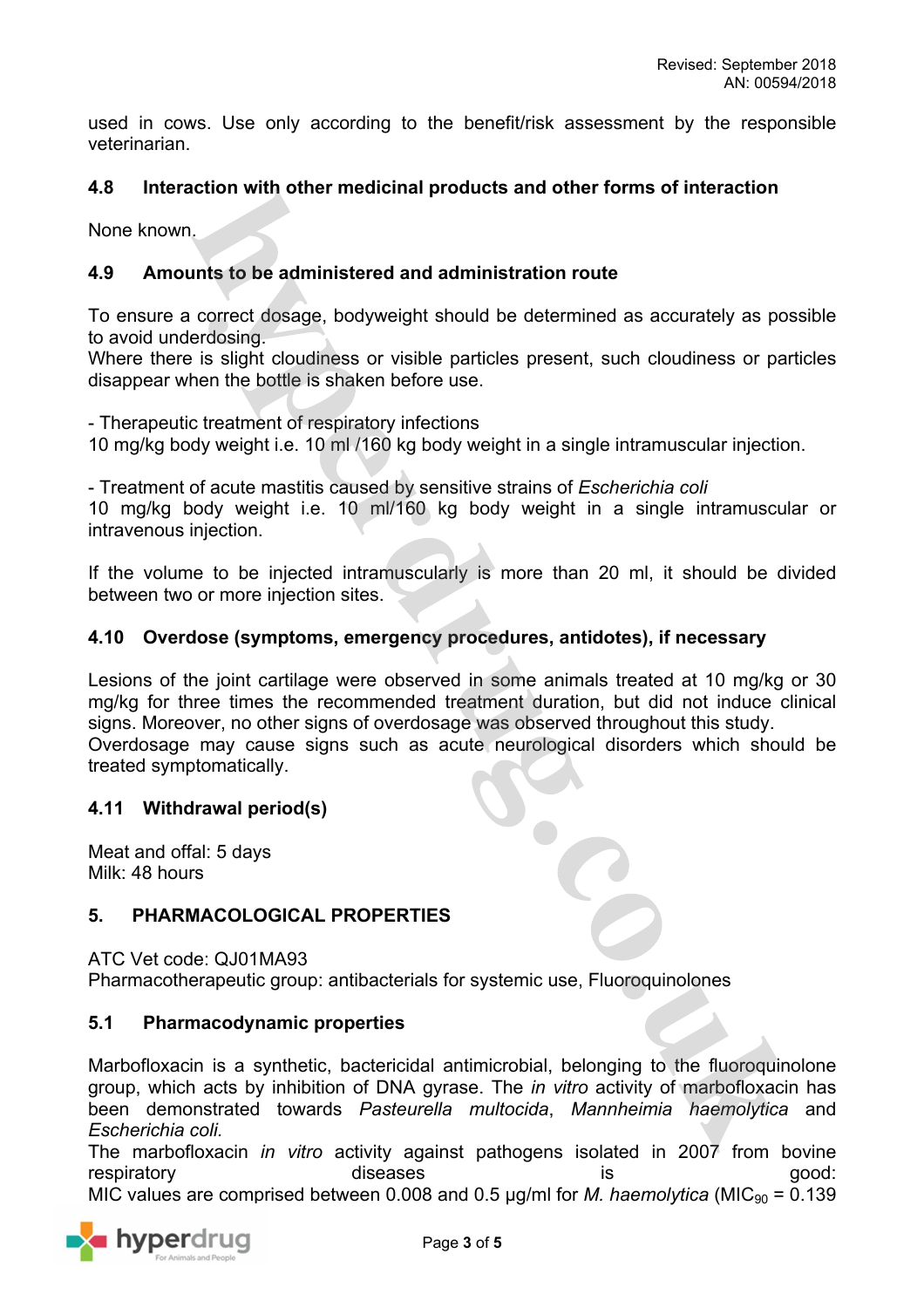used in cows. Use only according to the benefit/risk assessment by the responsible veterinarian.

### 4.8 Interaction with other medicinal products and other forms of interaction

None known.

### 4.9 Amounts to be administered and administration route

To ensure a correct dosage, bodyweight should be determined as accurately as possible to avoid underdosing.
Where there is slight cloudiness or visible particles present, such cloudiness or particles disappear when the bottle is shaken before use.

- Therapeutic treatment of respiratory infections
10 mg/kg body weight i.e. 10 ml /160 kg body weight in a single intramuscular injection.

- Treatment of acute mastitis caused by sensitive strains of *Escherichia coli*
10 mg/kg body weight i.e. 10 ml/160 kg body weight in a single intramuscular or intravenous injection.

If the volume to be injected intramuscularly is more than 20 ml, it should be divided between two or more injection sites.

### 4.10 Overdose (symptoms, emergency procedures, antidotes), if necessary

Lesions of the joint cartilage were observed in some animals treated at 10 mg/kg or 30 mg/kg for three times the recommended treatment duration, but did not induce clinical signs. Moreover, no other signs of overdosage was observed throughout this study.
Overdosage may cause signs such as acute neurological disorders which should be treated symptomatically.

### 4.11 Withdrawal period(s)

Meat and offal: 5 days
Milk: 48 hours

## 5. PHARMACOLOGICAL PROPERTIES

ATC Vet code: QJ01MA93
Pharmacotherapeutic group: antibacterials for systemic use, Fluoroquinolones

### 5.1 Pharmacodynamic properties

Marbofloxacin is a synthetic, bactericidal antimicrobial, belonging to the fluoroquinolone group, which acts by inhibition of DNA gyrase. The *in vitro* activity of marbofloxacin has been demonstrated towards *Pasteurella multocida*, *Mannheimia haemolytica* and *Escherichia coli.*
The marbofloxacin *in vitro* activity against pathogens isolated in 2007 from bovine respiratory diseases is good:
MIC values are comprised between 0.008 and 0.5 µg/ml for *M. haemolytica* ($MIC_{90}$ = 0.139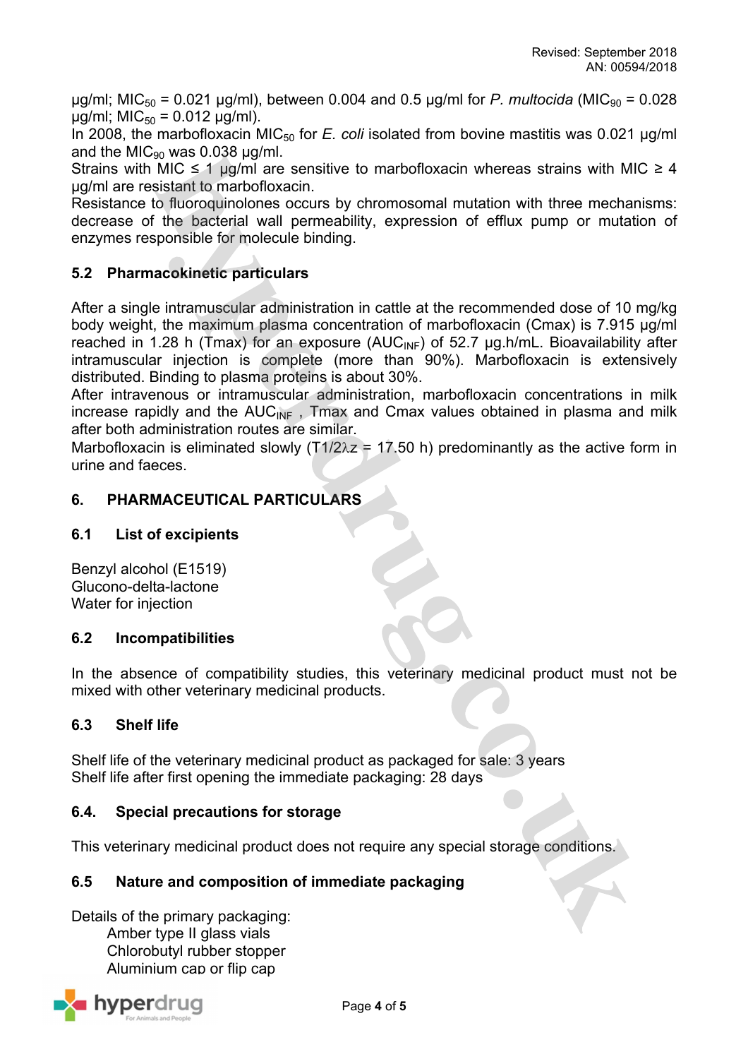µg/ml; $MIC_{50}$ = 0.021 µg/ml), between 0.004 and 0.5 µg/ml for *P. multocida* ($MIC_{90}$ = 0.028 µg/ml; $MIC_{50}$ = 0.012 µg/ml).
In 2008, the marbofloxacin $MIC_{50}$ for *E. coli* isolated from bovine mastitis was 0.021 µg/ml and the $MIC_{90}$ was 0.038 µg/ml.
Strains with MIC ≤ 1 µg/ml are sensitive to marbofloxacin whereas strains with MIC ≥ 4 µg/ml are resistant to marbofloxacin.
Resistance to fluoroquinolones occurs by chromosomal mutation with three mechanisms: decrease of the bacterial wall permeability, expression of efflux pump or mutation of enzymes responsible for molecule binding.

## 5.2 Pharmacokinetic particulars

After a single intramuscular administration in cattle at the recommended dose of 10 mg/kg body weight, the maximum plasma concentration of marbofloxacin (Cmax) is 7.915 µg/ml reached in 1.28 h (Tmax) for an exposure ($AUC_{INF}$) of 52.7 µg.h/mL. Bioavailability after intramuscular injection is complete (more than 90%). Marbofloxacin is extensively distributed. Binding to plasma proteins is about 30%.
After intravenous or intramuscular administration, marbofloxacin concentrations in milk increase rapidly and the $AUC_{INF}$ , Tmax and Cmax values obtained in plasma and milk after both administration routes are similar.
Marbofloxacin is eliminated slowly ($T1/2\lambda z$ = 17.50 h) predominantly as the active form in urine and faeces.

## 6. PHARMACEUTICAL PARTICULARS

### 6.1 List of excipients

Benzyl alcohol (E1519)
Glucono-delta-lactone
Water for injection

### 6.2 Incompatibilities

In the absence of compatibility studies, this veterinary medicinal product must not be mixed with other veterinary medicinal products.

### 6.3 Shelf life

Shelf life of the veterinary medicinal product as packaged for sale: 3 years
Shelf life after first opening the immediate packaging: 28 days

### 6.4. Special precautions for storage

This veterinary medicinal product does not require any special storage conditions.

### 6.5 Nature and composition of immediate packaging

Details of the primary packaging:
- Amber type II glass vials
- Chlorobutyl rubber stopper
- Aluminium cap or flip cap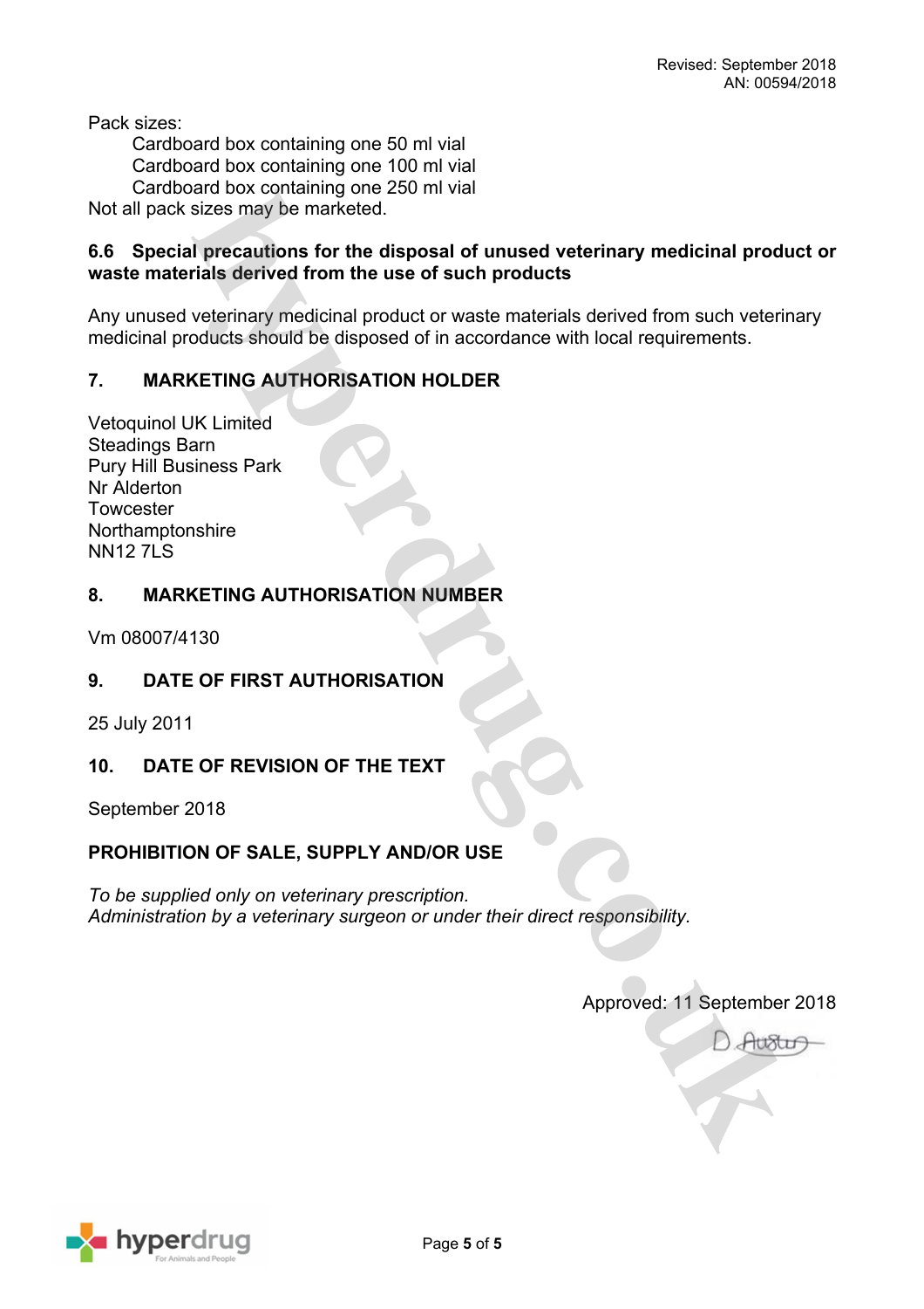Pack sizes:

- Cardboard box containing one 50 ml vial
- Cardboard box containing one 100 ml vial
- Cardboard box containing one 250 ml vial

Not all pack sizes may be marketed.

### 6.6 Special precautions for the disposal of unused veterinary medicinal product or waste materials derived from the use of such products

Any unused veterinary medicinal product or waste materials derived from such veterinary medicinal products should be disposed of in accordance with local requirements.

## 7. MARKETING AUTHORISATION HOLDER

Vetoquinol UK Limited
Steadings Barn
Pury Hill Business Park
Nr Alderton
Towcester
Northamptonshire
NN12 7LS

## 8. MARKETING AUTHORISATION NUMBER

Vm 08007/4130

## 9. DATE OF FIRST AUTHORISATION

25 July 2011

## 10. DATE OF REVISION OF THE TEXT

September 2018

## PROHIBITION OF SALE, SUPPLY AND/OR USE

*To be supplied only on veterinary prescription.*
*Administration by a veterinary surgeon or under their direct responsibility.*

Approved: 11 September 2018

D Austin